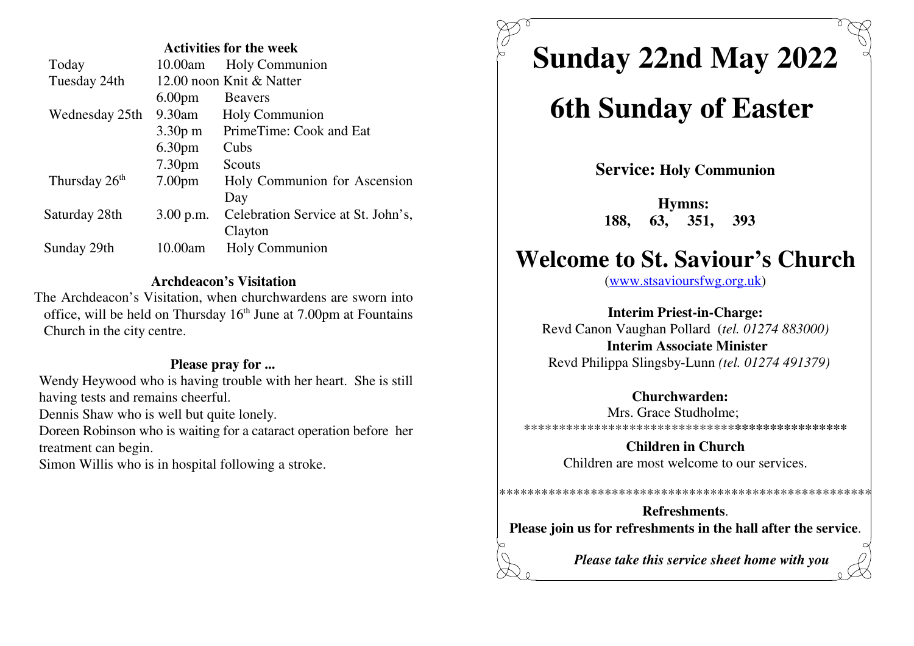### Activities for the week

| | | |
|---|---|---|
| Today | 10.00am | Holy Communion |
| Tuesday 24th | 12.00 noon | Knit & Natter |
| | 6.00pm | Beavers |
| Wednesday 25th | 9.30am | Holy Communion |
| | 3.30p m | PrimeTime: Cook and Eat |
| | 6.30pm | Cubs |
| | 7.30pm | Scouts |
| Thursday 26th | 7.00pm | Holy Communion for Ascension Day |
| Saturday 28th | 3.00 p.m. | Celebration Service at St. John's, Clayton |
| Sunday 29th | 10.00am | Holy Communion |

### Archdeacon's Visitation

The Archdeacon's Visitation, when churchwardens are sworn into office, will be held on Thursday 16th June at 7.00pm at Fountains Church in the city centre.

### Please pray for ...

Wendy Heywood who is having trouble with her heart. She is still having tests and remains cheerful.

Dennis Shaw who is well but quite lonely.

Doreen Robinson who is waiting for a cataract operation before her treatment can begin.

Simon Willis who is in hospital following a stroke.

# Sunday 22nd May 2022

# 6th Sunday of Easter

**Service: Holy Communion**

**Hymns:**
**188, 63, 351, 393**

# Welcome to St. Saviour's Church

(www.stsavioursfwg.org.uk)

**Interim Priest-in-Charge:**
Revd Canon Vaughan Pollard (*tel. 01274 883000)*
**Interim Associate Minister**
Revd Philippa Slingsby-Lunn *(tel. 01274 491379)*

**Churchwarden:**
Mrs. Grace Studholme;

**************************************************

**Children in Church**
Children are most welcome to our services.

*****************************************************

**Refreshments**.
**Please join us for refreshments in the hall after the service**.

***Please take this service sheet home with you***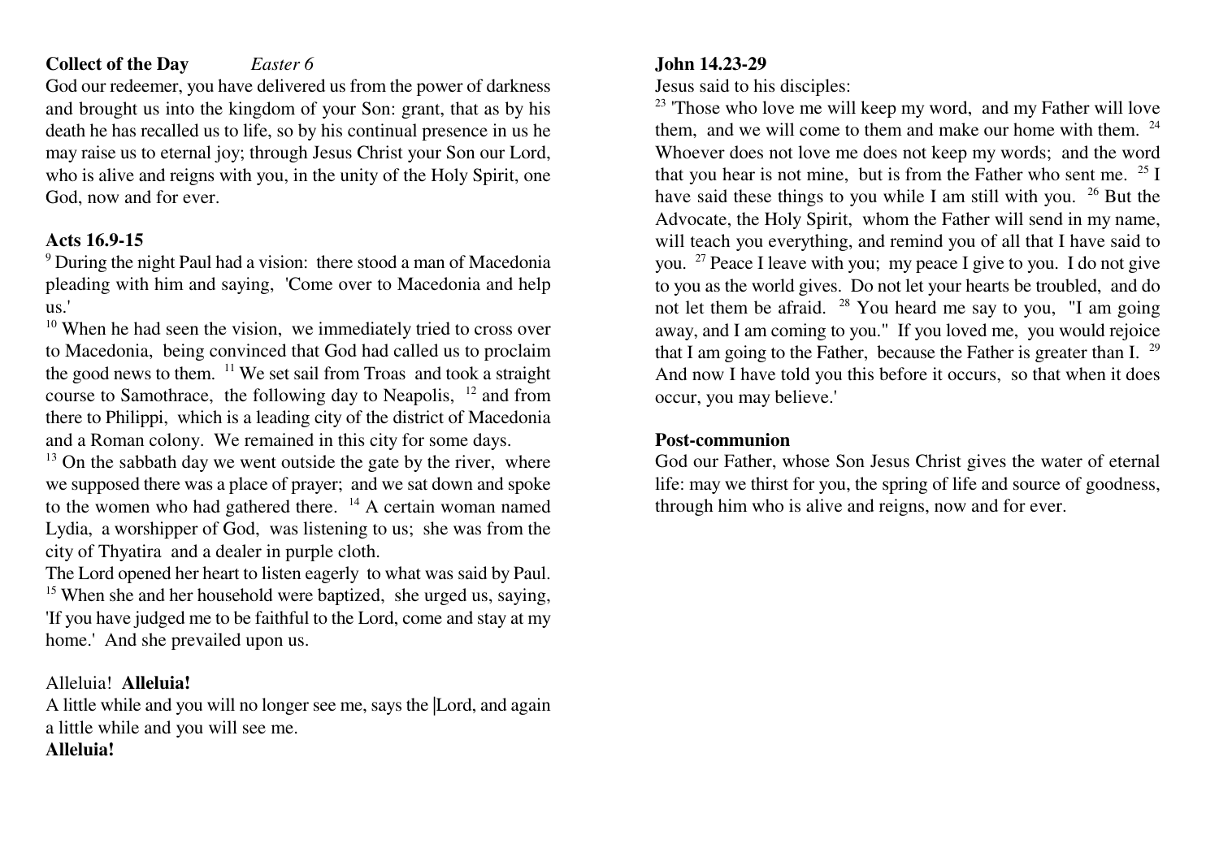**Collect of the Day** *Easter 6*

God our redeemer, you have delivered us from the power of darkness and brought us into the kingdom of your Son: grant, that as by his death he has recalled us to life, so by his continual presence in us he may raise us to eternal joy; through Jesus Christ your Son our Lord, who is alive and reigns with you, in the unity of the Holy Spirit, one God, now and for ever.

**Acts 16.9-15**

[9] During the night Paul had a vision: there stood a man of Macedonia pleading with him and saying, 'Come over to Macedonia and help us.'

[10] When he had seen the vision, we immediately tried to cross over to Macedonia, being convinced that God had called us to proclaim the good news to them. [11] We set sail from Troas and took a straight course to Samothrace, the following day to Neapolis, [12] and from there to Philippi, which is a leading city of the district of Macedonia and a Roman colony. We remained in this city for some days.

[13] On the sabbath day we went outside the gate by the river, where we supposed there was a place of prayer; and we sat down and spoke to the women who had gathered there. [14] A certain woman named Lydia, a worshipper of God, was listening to us; she was from the city of Thyatira and a dealer in purple cloth.

The Lord opened her heart to listen eagerly to what was said by Paul. [15] When she and her household were baptized, she urged us, saying, 'If you have judged me to be faithful to the Lord, come and stay at my home.' And she prevailed upon us.

Alleluia! **Alleluia!**

A little while and you will no longer see me, says the Lord, and again a little while and you will see me.

**Alleluia!**

**John 14.23-29**

Jesus said to his disciples:

[23] 'Those who love me will keep my word, and my Father will love them, and we will come to them and make our home with them. [24] Whoever does not love me does not keep my words; and the word that you hear is not mine, but is from the Father who sent me. [25] I have said these things to you while I am still with you. [26] But the Advocate, the Holy Spirit, whom the Father will send in my name, will teach you everything, and remind you of all that I have said to you. [27] Peace I leave with you; my peace I give to you. I do not give to you as the world gives. Do not let your hearts be troubled, and do not let them be afraid. [28] You heard me say to you, "I am going away, and I am coming to you." If you loved me, you would rejoice that I am going to the Father, because the Father is greater than I. [29] And now I have told you this before it occurs, so that when it does occur, you may believe.'

**Post-communion**

God our Father, whose Son Jesus Christ gives the water of eternal life: may we thirst for you, the spring of life and source of goodness, through him who is alive and reigns, now and for ever.